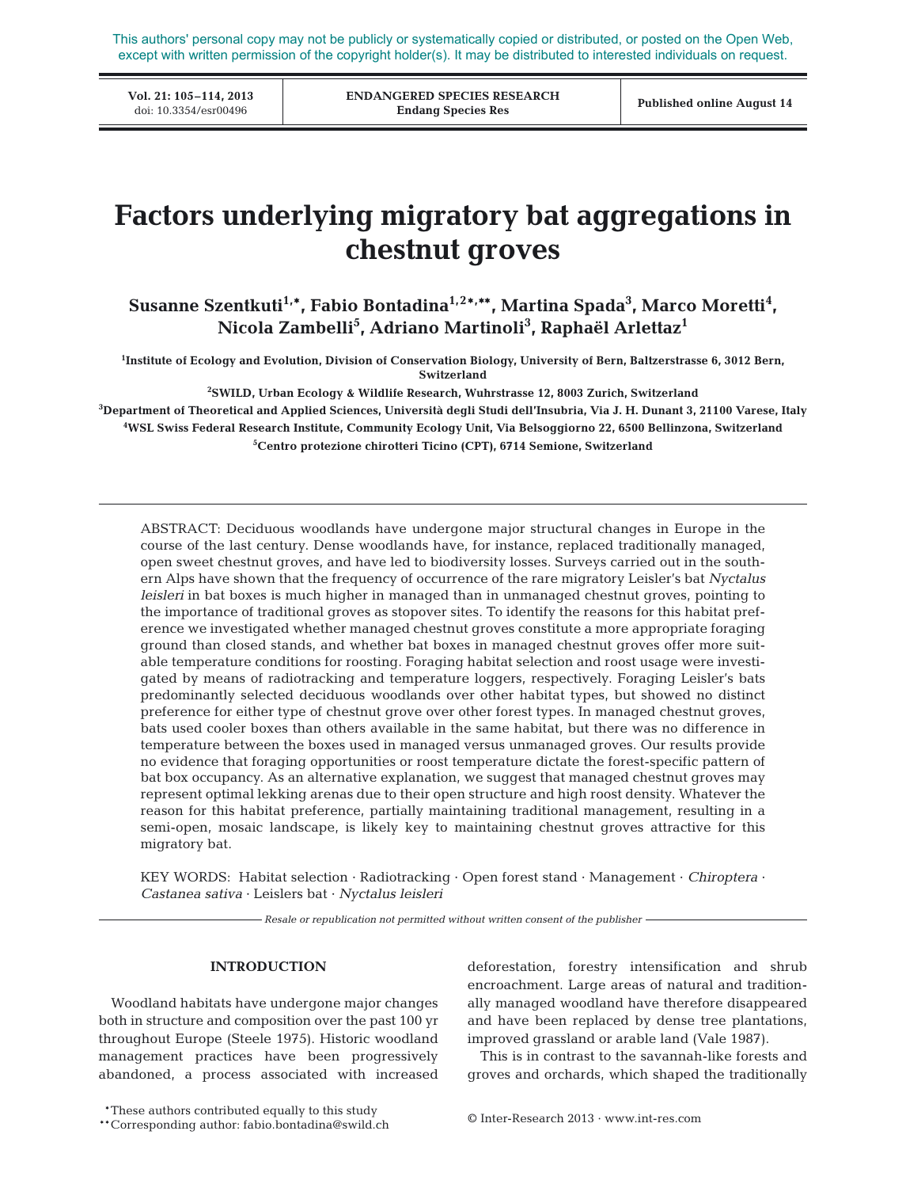This authors' personal copy may not be publicly or systematically copied or distributed, or posted on the Open Web, except with written permission of the copyright holder(s). It may be distributed to interested individuals on request.

# Factors underlying migratory bat aggregations in chestnut groves

**Susanne Szentkuti[1,*], Fabio Bontadina[1,2*,**], Martina Spada[3], Marco Moretti[4], Nicola Zambelli[5], Adriano Martinoli[3], Raphaël Arlettaz[1]**

[1]Institute of Ecology and Evolution, Division of Conservation Biology, University of Bern, Baltzerstrasse 6, 3012 Bern, Switzerland

[2]SWILD, Urban Ecology & Wildlife Research, Wuhrstrasse 12, 8003 Zurich, Switzerland

[3]Department of Theoretical and Applied Sciences, Università degli Studi dell'Insubria, Via J. H. Dunant 3, 21100 Varese, Italy

[4]WSL Swiss Federal Research Institute, Community Ecology Unit, Via Belsoggiorno 22, 6500 Bellinzona, Switzerland

[5]Centro protezione chirotteri Ticino (CPT), 6714 Semione, Switzerland

ABSTRACT: Deciduous woodlands have undergone major structural changes in Europe in the course of the last century. Dense woodlands have, for instance, replaced traditionally managed, open sweet chestnut groves, and have led to biodiversity losses. Surveys carried out in the southern Alps have shown that the frequency of occurrence of the rare migratory Leisler's bat *Nyctalus leisleri* in bat boxes is much higher in managed than in unmanaged chestnut groves, pointing to the importance of traditional groves as stopover sites. To identify the reasons for this habitat preference we investigated whether managed chestnut groves constitute a more appropriate foraging ground than closed stands, and whether bat boxes in managed chestnut groves offer more suitable temperature conditions for roosting. Foraging habitat selection and roost usage were investigated by means of radiotracking and temperature loggers, respectively. Foraging Leisler's bats predominantly selected deciduous woodlands over other habitat types, but showed no distinct preference for either type of chestnut grove over other forest types. In managed chestnut groves, bats used cooler boxes than others available in the same habitat, but there was no difference in temperature between the boxes used in managed versus unmanaged groves. Our results provide no evidence that foraging opportunities or roost temperature dictate the forest-specific pattern of bat box occupancy. As an alternative explanation, we suggest that managed chestnut groves may represent optimal lekking arenas due to their open structure and high roost density. Whatever the reason for this habitat preference, partially maintaining traditional management, resulting in a semi-open, mosaic landscape, is likely key to maintaining chestnut groves attractive for this migratory bat.

KEY WORDS: Habitat selection · Radiotracking · Open forest stand · Management · *Chiroptera* · *Castanea sativa* · Leislers bat · *Nyctalus leisleri*

*Resale or republication not permitted without written consent of the publisher*

## INTRODUCTION

Woodland habitats have undergone major changes both in structure and composition over the past 100 yr throughout Europe (Steele 1975). Historic woodland management practices have been progressively abandoned, a process associated with increased deforestation, forestry intensification and shrub encroachment. Large areas of natural and traditionally managed woodland have therefore disappeared and have been replaced by dense tree plantations, improved grassland or arable land (Vale 1987).

This is in contrast to the savannah-like forests and groves and orchards, which shaped the traditionally

*These authors contributed equally to this study
**Corresponding author: fabio.bontadina@swild.ch

© Inter-Research 2013 · www.int-res.com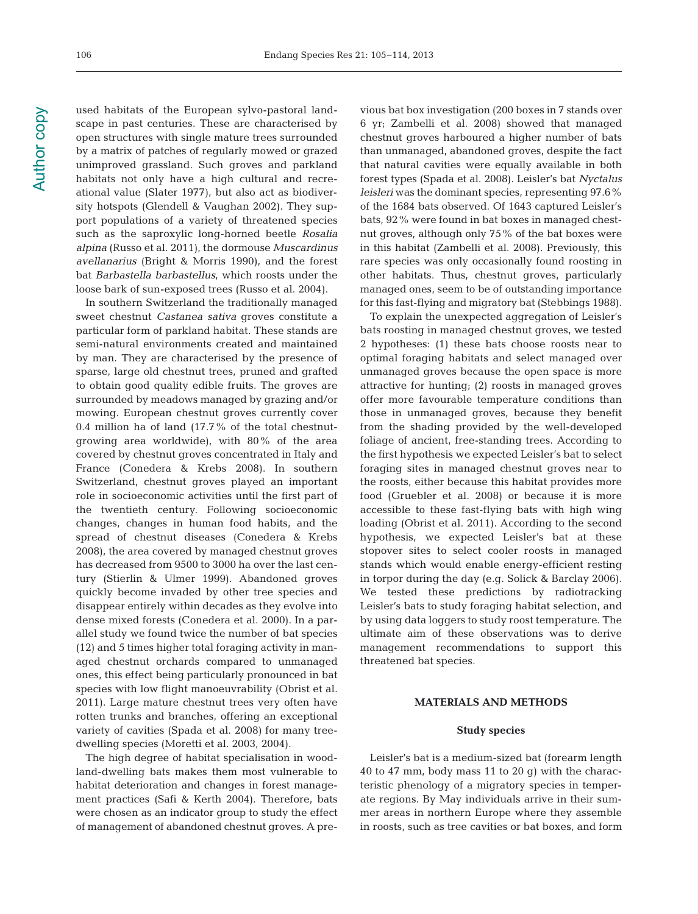used habitats of the European sylvo-pastoral landscape in past centuries. These are characterised by open structures with single mature trees surrounded by a matrix of patches of regularly mowed or grazed unimproved grassland. Such groves and parkland habitats not only have a high cultural and recreational value (Slater 1977), but also act as biodiversity hotspots (Glendell & Vaughan 2002). They support populations of a variety of threatened species such as the saproxylic long-horned beetle *Rosalia alpina* (Russo et al. 2011), the dormouse *Muscardinus avellanarius* (Bright & Morris 1990), and the forest bat *Barbastella barbastellus*, which roosts under the loose bark of sun-exposed trees (Russo et al. 2004).

In southern Switzerland the traditionally managed sweet chestnut *Castanea sativa* groves constitute a particular form of parkland habitat. These stands are semi-natural environments created and maintained by man. They are characterised by the presence of sparse, large old chestnut trees, pruned and grafted to obtain good quality edible fruits. The groves are surrounded by meadows managed by grazing and/or mowing. European chestnut groves currently cover 0.4 million ha of land (17.7% of the total chestnut-growing area worldwide), with 80% of the area covered by chestnut groves concentrated in Italy and France (Conedera & Krebs 2008). In southern Switzerland, chestnut groves played an important role in socioeconomic activities until the first part of the twentieth century. Following socioeconomic changes, changes in human food habits, and the spread of chestnut diseases (Conedera & Krebs 2008), the area covered by managed chestnut groves has decreased from 9500 to 3000 ha over the last century (Stierlin & Ulmer 1999). Abandoned groves quickly become invaded by other tree species and disappear entirely within decades as they evolve into dense mixed forests (Conedera et al. 2000). In a parallel study we found twice the number of bat species (12) and 5 times higher total foraging activity in managed chestnut orchards compared to unmanaged ones, this effect being particularly pronounced in bat species with low flight manoeuvrability (Obrist et al. 2011). Large mature chestnut trees very often have rotten trunks and branches, offering an exceptional variety of cavities (Spada et al. 2008) for many tree-dwelling species (Moretti et al. 2003, 2004).

The high degree of habitat specialisation in woodland-dwelling bats makes them most vulnerable to habitat deterioration and changes in forest management practices (Safi & Kerth 2004). Therefore, bats were chosen as an indicator group to study the effect of management of abandoned chestnut groves. A previous bat box investigation (200 boxes in 7 stands over 6 yr; Zambelli et al. 2008) showed that managed chestnut groves harboured a higher number of bats than unmanaged, abandoned groves, despite the fact that natural cavities were equally available in both forest types (Spada et al. 2008). Leisler's bat *Nyctalus leisleri* was the dominant species, representing 97.6% of the 1684 bats observed. Of 1643 captured Leisler's bats, 92% were found in bat boxes in managed chestnut groves, although only 75% of the bat boxes were in this habitat (Zambelli et al. 2008). Previously, this rare species was only occasionally found roosting in other habitats. Thus, chestnut groves, particularly managed ones, seem to be of outstanding importance for this fast-flying and migratory bat (Stebbings 1988).

To explain the unexpected aggregation of Leisler's bats roosting in managed chestnut groves, we tested 2 hypotheses: (1) these bats choose roosts near to optimal foraging habitats and select managed over unmanaged groves because the open space is more attractive for hunting; (2) roosts in managed groves offer more favourable temperature conditions than those in unmanaged groves, because they benefit from the shading provided by the well-developed foliage of ancient, free-standing trees. According to the first hypothesis we expected Leisler's bat to select foraging sites in managed chestnut groves near to the roosts, either because this habitat provides more food (Gruebler et al. 2008) or because it is more accessible to these fast-flying bats with high wing loading (Obrist et al. 2011). According to the second hypothesis, we expected Leisler's bat at these stopover sites to select cooler roosts in managed stands which would enable energy-efficient resting in torpor during the day (e.g. Solick & Barclay 2006). We tested these predictions by radiotracking Leisler's bats to study foraging habitat selection, and by using data loggers to study roost temperature. The ultimate aim of these observations was to derive management recommendations to support this threatened bat species.

## MATERIALS AND METHODS

### Study species

Leisler's bat is a medium-sized bat (forearm length 40 to 47 mm, body mass 11 to 20 g) with the characteristic phenology of a migratory species in temperate regions. By May individuals arrive in their summer areas in northern Europe where they assemble in roosts, such as tree cavities or bat boxes, and form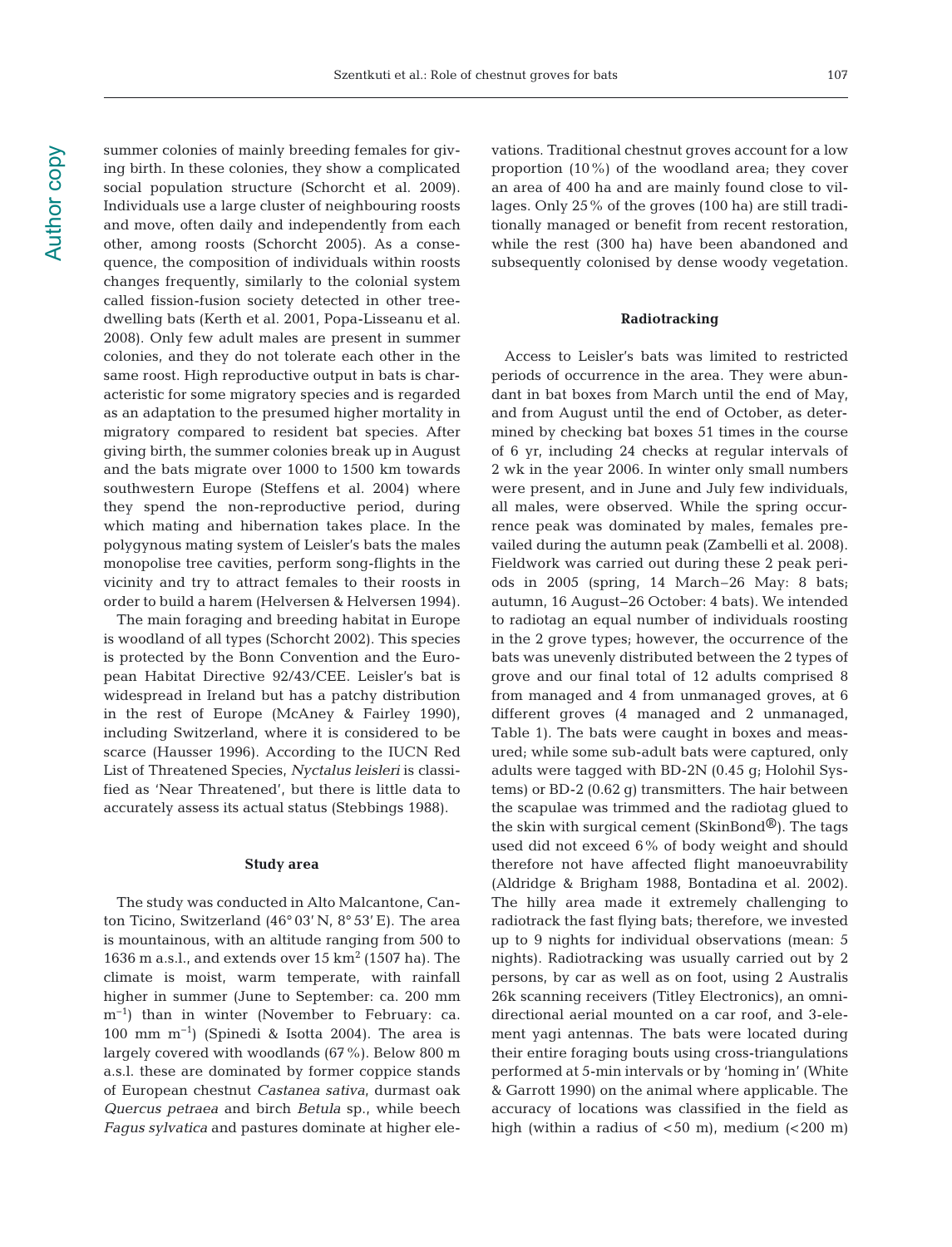summer colonies of mainly breeding females for giving birth. In these colonies, they show a complicated social population structure (Schorcht et al. 2009). Individuals use a large cluster of neighbouring roosts and move, often daily and independently from each other, among roosts (Schorcht 2005). As a consequence, the composition of individuals within roosts changes frequently, similarly to the colonial system called fission-fusion society detected in other tree-dwelling bats (Kerth et al. 2001, Popa-Lisseanu et al. 2008). Only few adult males are present in summer colonies, and they do not tolerate each other in the same roost. High reproductive output in bats is characteristic for some migratory species and is regarded as an adaptation to the presumed higher mortality in migratory compared to resident bat species. After giving birth, the summer colonies break up in August and the bats migrate over 1000 to 1500 km towards southwestern Europe (Steffens et al. 2004) where they spend the non-reproductive period, during which mating and hibernation takes place. In the polygynous mating system of Leisler's bats the males monopolise tree cavities, perform song-flights in the vicinity and try to attract females to their roosts in order to build a harem (Helversen & Helversen 1994).

The main foraging and breeding habitat in Europe is woodland of all types (Schorcht 2002). This species is protected by the Bonn Convention and the European Habitat Directive 92/43/CEE. Leisler's bat is widespread in Ireland but has a patchy distribution in the rest of Europe (McAney & Fairley 1990), including Switzerland, where it is considered to be scarce (Hausser 1996). According to the IUCN Red List of Threatened Species, *Nyctalus leisleri* is classified as 'Near Threatened', but there is little data to accurately assess its actual status (Stebbings 1988).

## Study area

The study was conducted in Alto Malcantone, Canton Ticino, Switzerland (46° 03' N, 8° 53' E). The area is mountainous, with an altitude ranging from 500 to 1636 m a.s.l., and extends over 15 km$^2$ (1507 ha). The climate is moist, warm temperate, with rainfall higher in summer (June to September: ca. 200 mm m$^{-1}$) than in winter (November to February: ca. 100 mm m$^{-1}$) (Spinedi & Isotta 2004). The area is largely covered with woodlands (67%). Below 800 m a.s.l. these are dominated by former coppice stands of European chestnut *Castanea sativa*, durmast oak *Quercus petraea* and birch *Betula* sp., while beech *Fagus sylvatica* and pastures dominate at higher elevations. Traditional chestnut groves account for a low proportion (10%) of the woodland area; they cover an area of 400 ha and are mainly found close to villages. Only 25% of the groves (100 ha) are still traditionally managed or benefit from recent restoration, while the rest (300 ha) have been abandoned and subsequently colonised by dense woody vegetation.

## Radiotracking

Access to Leisler's bats was limited to restricted periods of occurrence in the area. They were abundant in bat boxes from March until the end of May, and from August until the end of October, as determined by checking bat boxes 51 times in the course of 6 yr, including 24 checks at regular intervals of 2 wk in the year 2006. In winter only small numbers were present, and in June and July few individuals, all males, were observed. While the spring occurrence peak was dominated by males, females prevailed during the autumn peak (Zambelli et al. 2008). Fieldwork was carried out during these 2 peak periods in 2005 (spring, 14 March–26 May: 8 bats; autumn, 16 August–26 October: 4 bats). We intended to radiotag an equal number of individuals roosting in the 2 grove types; however, the occurrence of the bats was unevenly distributed between the 2 types of grove and our final total of 12 adults comprised 8 from managed and 4 from unmanaged groves, at 6 different groves (4 managed and 2 unmanaged, Table 1). The bats were caught in boxes and measured; while some sub-adult bats were captured, only adults were tagged with BD-2N (0.45 g; Holohil Systems) or BD-2 (0.62 g) transmitters. The hair between the scapulae was trimmed and the radiotag glued to the skin with surgical cement (SkinBond®). The tags used did not exceed 6% of body weight and should therefore not have affected flight manoeuvrability (Aldridge & Brigham 1988, Bontadina et al. 2002). The hilly area made it extremely challenging to radiotrack the fast flying bats; therefore, we invested up to 9 nights for individual observations (mean: 5 nights). Radiotracking was usually carried out by 2 persons, by car as well as on foot, using 2 Australis 26k scanning receivers (Titley Electronics), an omnidirectional aerial mounted on a car roof, and 3-element yagi antennas. The bats were located during their entire foraging bouts using cross-triangulations performed at 5-min intervals or by 'homing in' (White & Garrott 1990) on the animal where applicable. The accuracy of locations was classified in the field as high (within a radius of <50 m), medium (<200 m)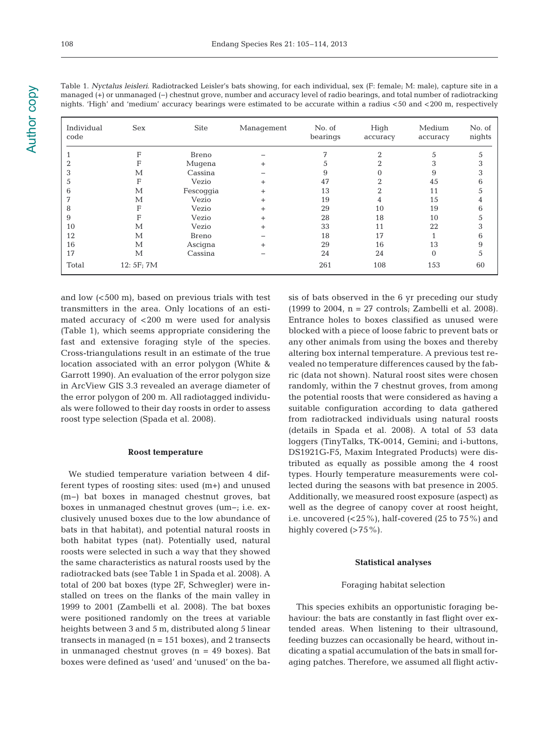Table 1. *Nyctalus leisleri*. Radiotracked Leisler's bats showing, for each individual, sex (F: female; M: male), capture site in a managed (+) or unmanaged (–) chestnut grove, number and accuracy level of radio bearings, and total number of radiotracking nights. 'High' and 'medium' accuracy bearings were estimated to be accurate within a radius <50 and <200 m, respectively

| Individual code | Sex | Site | Management | No. of bearings | High accuracy | Medium accuracy | No. of nights |
|---|---|---|---|---|---|---|---|
| 1 | F | Breno | – | 7 | 2 | 5 | 5 |
| 2 | F | Mugena | + | 5 | 2 | 3 | 3 |
| 3 | M | Cassina | – | 9 | 0 | 9 | 3 |
| 5 | F | Vezio | + | 47 | 2 | 45 | 6 |
| 6 | M | Fescoggia | + | 13 | 2 | 11 | 5 |
| 7 | M | Vezio | + | 19 | 4 | 15 | 4 |
| 8 | F | Vezio | + | 29 | 10 | 19 | 6 |
| 9 | F | Vezio | + | 28 | 18 | 10 | 5 |
| 10 | M | Vezio | + | 33 | 11 | 22 | 3 |
| 12 | M | Breno | – | 18 | 17 | 1 | 6 |
| 16 | M | Ascigna | + | 29 | 16 | 13 | 9 |
| 17 | M | Cassina | – | 24 | 24 | 0 | 5 |
| Total | 12: 5F; 7M | | | 261 | 108 | 153 | 60 |

and low (<500 m), based on previous trials with test transmitters in the area. Only locations of an estimated accuracy of <200 m were used for analysis (Table 1), which seems appropriate considering the fast and extensive foraging style of the species. Cross-triangulations result in an estimate of the true location associated with an error polygon (White & Garrott 1990). An evaluation of the error polygon size in ArcView GIS 3.3 revealed an average diameter of the error polygon of 200 m. All radiotagged individuals were followed to their day roosts in order to assess roost type selection (Spada et al. 2008).

### Roost temperature

We studied temperature variation between 4 different types of roosting sites: used (m+) and unused (m–) bat boxes in managed chestnut groves, bat boxes in unmanaged chestnut groves (um–; i.e. exclusively unused boxes due to the low abundance of bats in that habitat), and potential natural roosts in both habitat types (nat). Potentially used, natural roosts were selected in such a way that they showed the same characteristics as natural roosts used by the radiotracked bats (see Table 1 in Spada et al. 2008). A total of 200 bat boxes (type 2F, Schwegler) were installed on trees on the flanks of the main valley in 1999 to 2001 (Zambelli et al. 2008). The bat boxes were positioned randomly on the trees at variable heights between 3 and 5 m, distributed along 5 linear transects in managed (n = 151 boxes), and 2 transects in unmanaged chestnut groves (n = 49 boxes). Bat boxes were defined as 'used' and 'unused' on the basis of bats observed in the 6 yr preceding our study (1999 to 2004, n = 27 controls; Zambelli et al. 2008). Entrance holes to boxes classified as unused were blocked with a piece of loose fabric to prevent bats or any other animals from using the boxes and thereby altering box internal temperature. A previous test revealed no temperature differences caused by the fabric (data not shown). Natural roost sites were chosen randomly, within the 7 chestnut groves, from among the potential roosts that were considered as having a suitable configuration according to data gathered from radiotracked individuals using natural roosts (details in Spada et al. 2008). A total of 53 data loggers (TinyTalks, TK-0014, Gemini; and i-buttons, DS1921G-F5, Maxim Integrated Products) were distributed as equally as possible among the 4 roost types. Hourly temperature measurements were collected during the seasons with bat presence in 2005. Additionally, we measured roost exposure (aspect) as well as the degree of canopy cover at roost height, i.e. uncovered (<25%), half-covered (25 to 75%) and highly covered (>75%).

### Statistical analyses

#### Foraging habitat selection

This species exhibits an opportunistic foraging behaviour: the bats are constantly in fast flight over extended areas. When listening to their ultrasound, feeding buzzes can occasionally be heard, without indicating a spatial accumulation of the bats in small foraging patches. Therefore, we assumed all flight activ-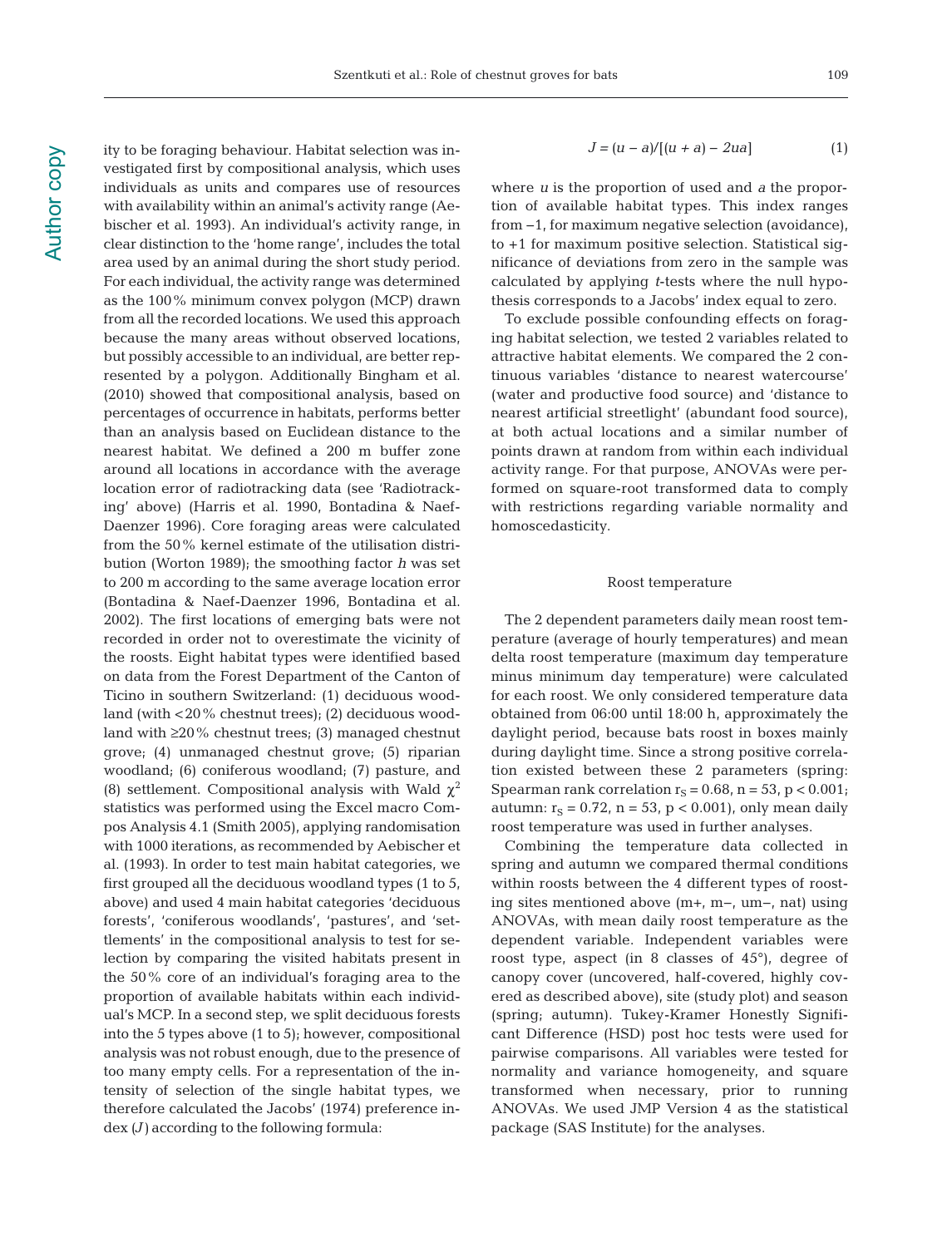ity to be foraging behaviour. Habitat selection was investigated first by compositional analysis, which uses individuals as units and compares use of resources with availability within an animal's activity range (Aebischer et al. 1993). An individual's activity range, in clear distinction to the 'home range', includes the total area used by an animal during the short study period. For each individual, the activity range was determined as the 100% minimum convex polygon (MCP) drawn from all the recorded locations. We used this approach because the many areas without observed locations, but possibly accessible to an individual, are better represented by a polygon. Additionally Bingham et al. (2010) showed that compositional analysis, based on percentages of occurrence in habitats, performs better than an analysis based on Euclidean distance to the nearest habitat. We defined a 200 m buffer zone around all locations in accordance with the average location error of radiotracking data (see 'Radiotracking' above) (Harris et al. 1990, Bontadina & Naef-Daenzer 1996). Core foraging areas were calculated from the 50% kernel estimate of the utilisation distribution (Worton 1989); the smoothing factor *h* was set to 200 m according to the same average location error (Bontadina & Naef-Daenzer 1996, Bontadina et al. 2002). The first locations of emerging bats were not recorded in order not to overestimate the vicinity of the roosts. Eight habitat types were identified based on data from the Forest Department of the Canton of Ticino in southern Switzerland: (1) deciduous woodland (with <20% chestnut trees); (2) deciduous woodland with ≥20% chestnut trees; (3) managed chestnut grove; (4) unmanaged chestnut grove; (5) riparian woodland; (6) coniferous woodland; (7) pasture, and (8) settlement. Compositional analysis with Wald $\chi^2$ statistics was performed using the Excel macro Compos Analysis 4.1 (Smith 2005), applying randomisation with 1000 iterations, as recommended by Aebischer et al. (1993). In order to test main habitat categories, we first grouped all the deciduous woodland types (1 to 5, above) and used 4 main habitat categories 'deciduous forests', 'coniferous woodlands', 'pastures', and 'settlements' in the compositional analysis to test for selection by comparing the visited habitats present in the 50% core of an individual's foraging area to the proportion of available habitats within each individual's MCP. In a second step, we split deciduous forests into the 5 types above (1 to 5); however, compositional analysis was not robust enough, due to the presence of too many empty cells. For a representation of the intensity of selection of the single habitat types, we therefore calculated the Jacobs' (1974) preference index ($J$) according to the following formula:

$$J = (u - a)/[(u + a) - 2ua] \tag{1}$$

where $u$ is the proportion of used and $a$ the proportion of available habitat types. This index ranges from −1, for maximum negative selection (avoidance), to +1 for maximum positive selection. Statistical significance of deviations from zero in the sample was calculated by applying *t*-tests where the null hypothesis corresponds to a Jacobs' index equal to zero.

To exclude possible confounding effects on foraging habitat selection, we tested 2 variables related to attractive habitat elements. We compared the 2 continuous variables 'distance to nearest watercourse' (water and productive food source) and 'distance to nearest artificial streetlight' (abundant food source), at both actual locations and a similar number of points drawn at random from within each individual activity range. For that purpose, ANOVAs were performed on square-root transformed data to comply with restrictions regarding variable normality and homoscedasticity.

### Roost temperature

The 2 dependent parameters daily mean roost temperature (average of hourly temperatures) and mean delta roost temperature (maximum day temperature minus minimum day temperature) were calculated for each roost. We only considered temperature data obtained from 06:00 until 18:00 h, approximately the daylight period, because bats roost in boxes mainly during daylight time. Since a strong positive correlation existed between these 2 parameters (spring: Spearman rank correlation $r_S = 0.68$, $n = 53$, $p < 0.001$; autumn: $r_S = 0.72$, $n = 53$, $p < 0.001$), only mean daily roost temperature was used in further analyses.

Combining the temperature data collected in spring and autumn we compared thermal conditions within roosts between the 4 different types of roosting sites mentioned above (m+, m−, um−, nat) using ANOVAs, with mean daily roost temperature as the dependent variable. Independent variables were roost type, aspect (in 8 classes of 45°), degree of canopy cover (uncovered, half-covered, highly covered as described above), site (study plot) and season (spring; autumn). Tukey-Kramer Honestly Significant Difference (HSD) post hoc tests were used for pairwise comparisons. All variables were tested for normality and variance homogeneity, and square transformed when necessary, prior to running ANOVAs. We used JMP Version 4 as the statistical package (SAS Institute) for the analyses.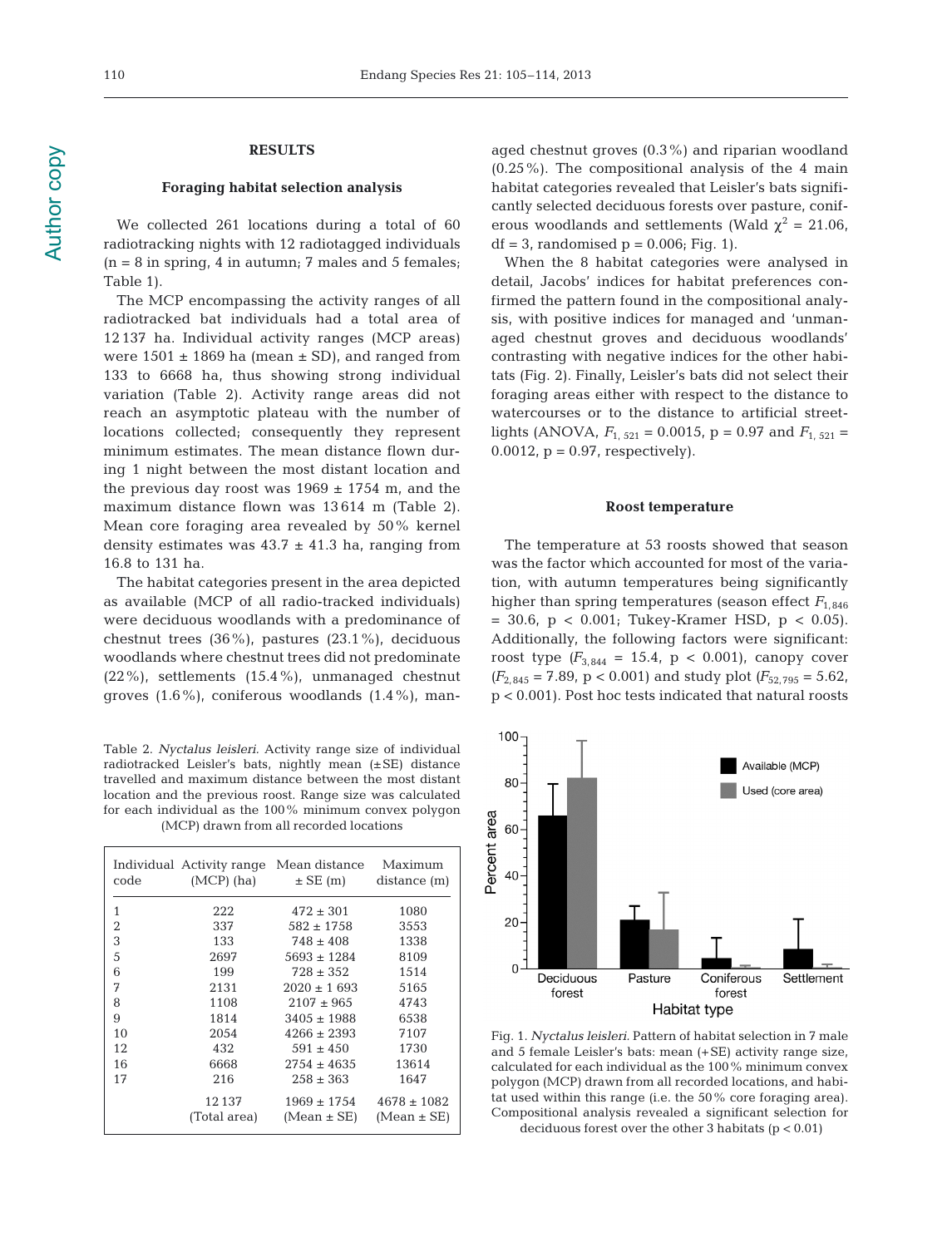## RESULTS

### Foraging habitat selection analysis

We collected 261 locations during a total of 60 radiotracking nights with 12 radiotagged individuals (n = 8 in spring, 4 in autumn; 7 males and 5 females; Table 1).

The MCP encompassing the activity ranges of all radiotracked bat individuals had a total area of 12 137 ha. Individual activity ranges (MCP areas) were 1501 ± 1869 ha (mean ± SD), and ranged from 133 to 6668 ha, thus showing strong individual variation (Table 2). Activity range areas did not reach an asymptotic plateau with the number of locations collected; consequently they represent minimum estimates. The mean distance flown during 1 night between the most distant location and the previous day roost was 1969 ± 1754 m, and the maximum distance flown was 13 614 m (Table 2). Mean core foraging area revealed by 50% kernel density estimates was 43.7 ± 41.3 ha, ranging from 16.8 to 131 ha.

The habitat categories present in the area depicted as available (MCP of all radio-tracked individuals) were deciduous woodlands with a predominance of chestnut trees (36%), pastures (23.1%), deciduous woodlands where chestnut trees did not predominate (22%), settlements (15.4%), unmanaged chestnut groves (1.6%), coniferous woodlands (1.4%), managed chestnut groves (0.3%) and riparian woodland (0.25%). The compositional analysis of the 4 main habitat categories revealed that Leisler's bats significantly selected deciduous forests over pasture, coniferous woodlands and settlements (Wald $\chi^2$ = 21.06, df = 3, randomised p = 0.006; Fig. 1).

When the 8 habitat categories were analysed in detail, Jacobs' indices for habitat preferences confirmed the pattern found in the compositional analysis, with positive indices for managed and 'unmanaged chestnut groves and deciduous woodlands' contrasting with negative indices for the other habitats (Fig. 2). Finally, Leisler's bats did not select their foraging areas either with respect to the distance to watercourses or to the distance to artificial streetlights (ANOVA, $F_{1,\,521}$ = 0.0015, p = 0.97 and $F_{1,\,521}$ = 0.0012, p = 0.97, respectively).

Table 2. *Nyctalus leisleri*. Activity range size of individual radiotracked Leisler's bats, nightly mean (±SE) distance travelled and maximum distance between the most distant location and the previous roost. Range size was calculated for each individual as the 100% minimum convex polygon (MCP) drawn from all recorded locations

| Individual code | Activity range (MCP) (ha) | Mean distance ± SE (m) | Maximum distance (m) |
|---|---|---|---|
| 1 | 222 | 472 ± 301 | 1080 |
| 2 | 337 | 582 ± 1758 | 3553 |
| 3 | 133 | 748 ± 408 | 1338 |
| 5 | 2697 | 5693 ± 1284 | 8109 |
| 6 | 199 | 728 ± 352 | 1514 |
| 7 | 2131 | 2020 ± 1 693 | 5165 |
| 8 | 1108 | 2107 ± 965 | 4743 |
| 9 | 1814 | 3405 ± 1988 | 6538 |
| 10 | 2054 | 4266 ± 2393 | 7107 |
| 12 | 432 | 591 ± 450 | 1730 |
| 16 | 6668 | 2754 ± 4635 | 13614 |
| 17 | 216 | 258 ± 363 | 1647 |
| | 12 137 (Total area) | 1969 ± 1754 (Mean ± SE) | 4678 ± 1082 (Mean ± SE) |

### Roost temperature

The temperature at 53 roosts showed that season was the factor which accounted for most of the variation, with autumn temperatures being significantly higher than spring temperatures (season effect $F_{1,846}$ = 30.6, p < 0.001; Tukey-Kramer HSD, p < 0.05). Additionally, the following factors were significant: roost type ($F_{3,844}$ = 15.4, p < 0.001), canopy cover ($F_{2,845}$ = 7.89, p < 0.001) and study plot ($F_{52,795}$ = 5.62, p < 0.001). Post hoc tests indicated that natural roosts

Fig. 1. *Nyctalus leisleri*. Pattern of habitat selection in 7 male and 5 female Leisler's bats: mean (+SE) activity range size, calculated for each individual as the 100% minimum convex polygon (MCP) drawn from all recorded locations, and habitat used within this range (i.e. the 50% core foraging area). Compositional analysis revealed a significant selection for deciduous forest over the other 3 habitats (p < 0.01)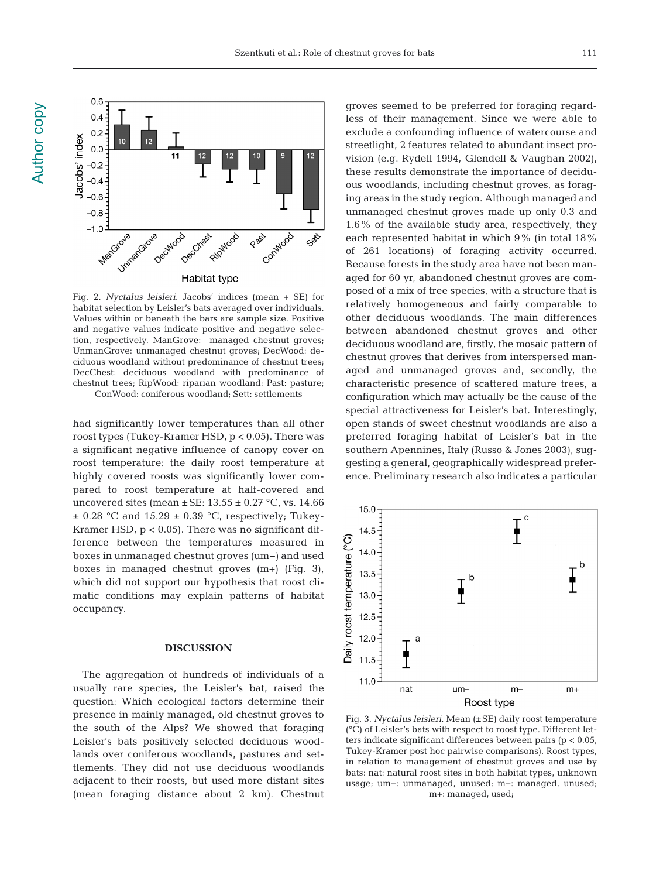Fig. 2. *Nyctalus leisleri.* Jacobs' indices (mean + SE) for habitat selection by Leisler's bats averaged over individuals. Values within or beneath the bars are sample size. Positive and negative values indicate positive and negative selection, respectively. ManGrove: managed chestnut groves; UnmanGrove: unmanaged chestnut groves; DecWood: deciduous woodland without predominance of chestnut trees; DecChest: deciduous woodland with predominance of chestnut trees; RipWood: riparian woodland; Past: pasture; ConWood: coniferous woodland; Sett: settlements

had significantly lower temperatures than all other roost types (Tukey-Kramer HSD, $p < 0.05$). There was a significant negative influence of canopy cover on roost temperature: the daily roost temperature at highly covered roosts was significantly lower compared to roost temperature at half-covered and uncovered sites (mean ± SE: 13.55 ± 0.27 °C, vs. 14.66 ± 0.28 °C and 15.29 ± 0.39 °C, respectively; Tukey-Kramer HSD, $p < 0.05$). There was no significant difference between the temperatures measured in boxes in unmanaged chestnut groves (um−) and used boxes in managed chestnut groves (m+) (Fig. 3), which did not support our hypothesis that roost climatic conditions may explain patterns of habitat occupancy.

## DISCUSSION

The aggregation of hundreds of individuals of a usually rare species, the Leisler's bat, raised the question: Which ecological factors determine their presence in mainly managed, old chestnut groves to the south of the Alps? We showed that foraging Leisler's bats positively selected deciduous woodlands over coniferous woodlands, pastures and settlements. They did not use deciduous woodlands adjacent to their roosts, but used more distant sites (mean foraging distance about 2 km). Chestnut groves seemed to be preferred for foraging regardless of their management. Since we were able to exclude a confounding influence of watercourse and streetlight, 2 features related to abundant insect provision (e.g. Rydell 1994, Glendell & Vaughan 2002), these results demonstrate the importance of deciduous woodlands, including chestnut groves, as foraging areas in the study region. Although managed and unmanaged chestnut groves made up only 0.3 and 1.6% of the available study area, respectively, they each represented habitat in which 9% (in total 18% of 261 locations) of foraging activity occurred. Because forests in the study area have not been managed for 60 yr, abandoned chestnut groves are composed of a mix of tree species, with a structure that is relatively homogeneous and fairly comparable to other deciduous woodlands. The main differences between abandoned chestnut groves and other deciduous woodland are, firstly, the mosaic pattern of chestnut groves that derives from interspersed managed and unmanaged groves and, secondly, the characteristic presence of scattered mature trees, a configuration which may actually be the cause of the special attractiveness for Leisler's bat. Interestingly, open stands of sweet chestnut woodlands are also a preferred foraging habitat of Leisler's bat in the southern Apennines, Italy (Russo & Jones 2003), suggesting a general, geographically widespread preference. Preliminary research also indicates a particular

Fig. 3. *Nyctalus leisleri.* Mean (±SE) daily roost temperature (°C) of Leisler's bats with respect to roost type. Different letters indicate significant differences between pairs ($p < 0.05$, Tukey-Kramer post hoc pairwise comparisons). Roost types, in relation to management of chestnut groves and use by bats: nat: natural roost sites in both habitat types, unknown usage; um−: unmanaged, unused; m−: managed, unused; m+: managed, used;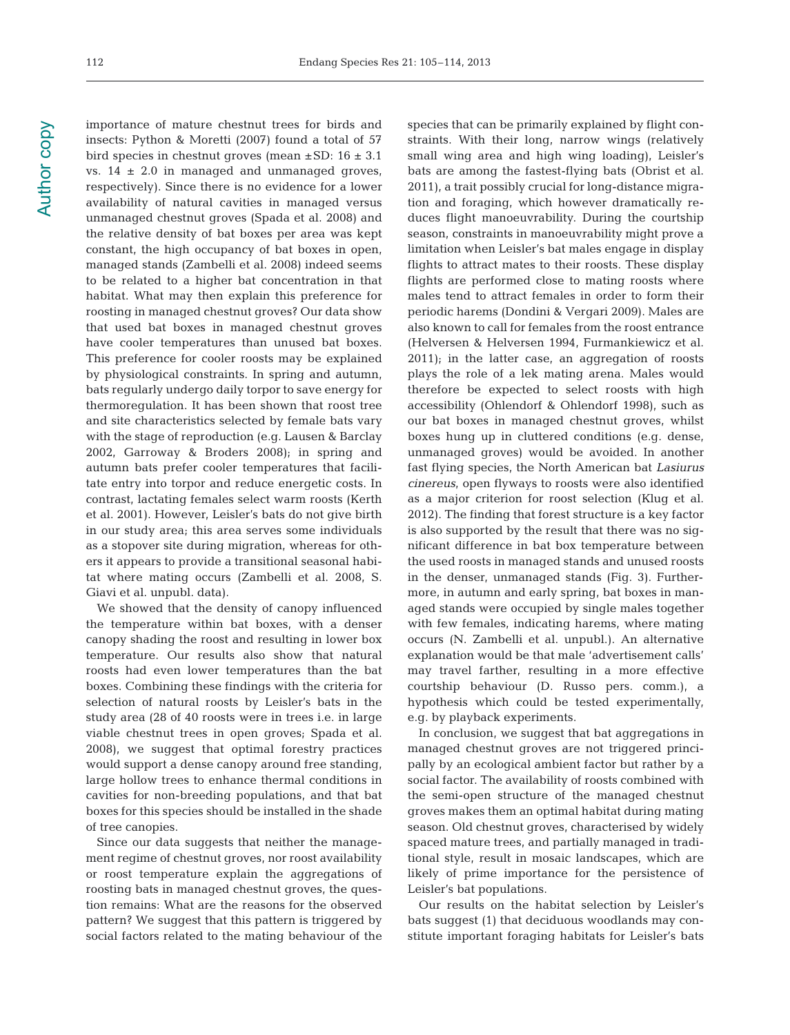importance of mature chestnut trees for birds and insects: Python & Moretti (2007) found a total of 57 bird species in chestnut groves (mean ±SD: 16 ± 3.1 vs. 14 ± 2.0 in managed and unmanaged groves, respectively). Since there is no evidence for a lower availability of natural cavities in managed versus unmanaged chestnut groves (Spada et al. 2008) and the relative density of bat boxes per area was kept constant, the high occupancy of bat boxes in open, managed stands (Zambelli et al. 2008) indeed seems to be related to a higher bat concentration in that habitat. What may then explain this preference for roosting in managed chestnut groves? Our data show that used bat boxes in managed chestnut groves have cooler temperatures than unused bat boxes. This preference for cooler roosts may be explained by physiological constraints. In spring and autumn, bats regularly undergo daily torpor to save energy for thermoregulation. It has been shown that roost tree and site characteristics selected by female bats vary with the stage of reproduction (e.g. Lausen & Barclay 2002, Garroway & Broders 2008); in spring and autumn bats prefer cooler temperatures that facilitate entry into torpor and reduce energetic costs. In contrast, lactating females select warm roosts (Kerth et al. 2001). However, Leisler's bats do not give birth in our study area; this area serves some individuals as a stopover site during migration, whereas for others it appears to provide a transitional seasonal habitat where mating occurs (Zambelli et al. 2008, S. Giavi et al. unpubl. data).

We showed that the density of canopy influenced the temperature within bat boxes, with a denser canopy shading the roost and resulting in lower box temperature. Our results also show that natural roosts had even lower temperatures than the bat boxes. Combining these findings with the criteria for selection of natural roosts by Leisler's bats in the study area (28 of 40 roosts were in trees i.e. in large viable chestnut trees in open groves; Spada et al. 2008), we suggest that optimal forestry practices would support a dense canopy around free standing, large hollow trees to enhance thermal conditions in cavities for non-breeding populations, and that bat boxes for this species should be installed in the shade of tree canopies.

Since our data suggests that neither the management regime of chestnut groves, nor roost availability or roost temperature explain the aggregations of roosting bats in managed chestnut groves, the question remains: What are the reasons for the observed pattern? We suggest that this pattern is triggered by social factors related to the mating behaviour of the species that can be primarily explained by flight constraints. With their long, narrow wings (relatively small wing area and high wing loading), Leisler's bats are among the fastest-flying bats (Obrist et al. 2011), a trait possibly crucial for long-distance migration and foraging, which however dramatically reduces flight manoeuvrability. During the courtship season, constraints in manoeuvrability might prove a limitation when Leisler's bat males engage in display flights to attract mates to their roosts. These display flights are performed close to mating roosts where males tend to attract females in order to form their periodic harems (Dondini & Vergari 2009). Males are also known to call for females from the roost entrance (Helversen & Helversen 1994, Furmankiewicz et al. 2011); in the latter case, an aggregation of roosts plays the role of a lek mating arena. Males would therefore be expected to select roosts with high accessibility (Ohlendorf & Ohlendorf 1998), such as our bat boxes in managed chestnut groves, whilst boxes hung up in cluttered conditions (e.g. dense, unmanaged groves) would be avoided. In another fast flying species, the North American bat *Lasiurus cinereus*, open flyways to roosts were also identified as a major criterion for roost selection (Klug et al. 2012). The finding that forest structure is a key factor is also supported by the result that there was no significant difference in bat box temperature between the used roosts in managed stands and unused roosts in the denser, unmanaged stands (Fig. 3). Furthermore, in autumn and early spring, bat boxes in managed stands were occupied by single males together with few females, indicating harems, where mating occurs (N. Zambelli et al. unpubl.). An alternative explanation would be that male 'advertisement calls' may travel farther, resulting in a more effective courtship behaviour (D. Russo pers. comm.), a hypothesis which could be tested experimentally, e.g. by playback experiments.

In conclusion, we suggest that bat aggregations in managed chestnut groves are not triggered principally by an ecological ambient factor but rather by a social factor. The availability of roosts combined with the semi-open structure of the managed chestnut groves makes them an optimal habitat during mating season. Old chestnut groves, characterised by widely spaced mature trees, and partially managed in traditional style, result in mosaic landscapes, which are likely of prime importance for the persistence of Leisler's bat populations.

Our results on the habitat selection by Leisler's bats suggest (1) that deciduous woodlands may constitute important foraging habitats for Leisler's bats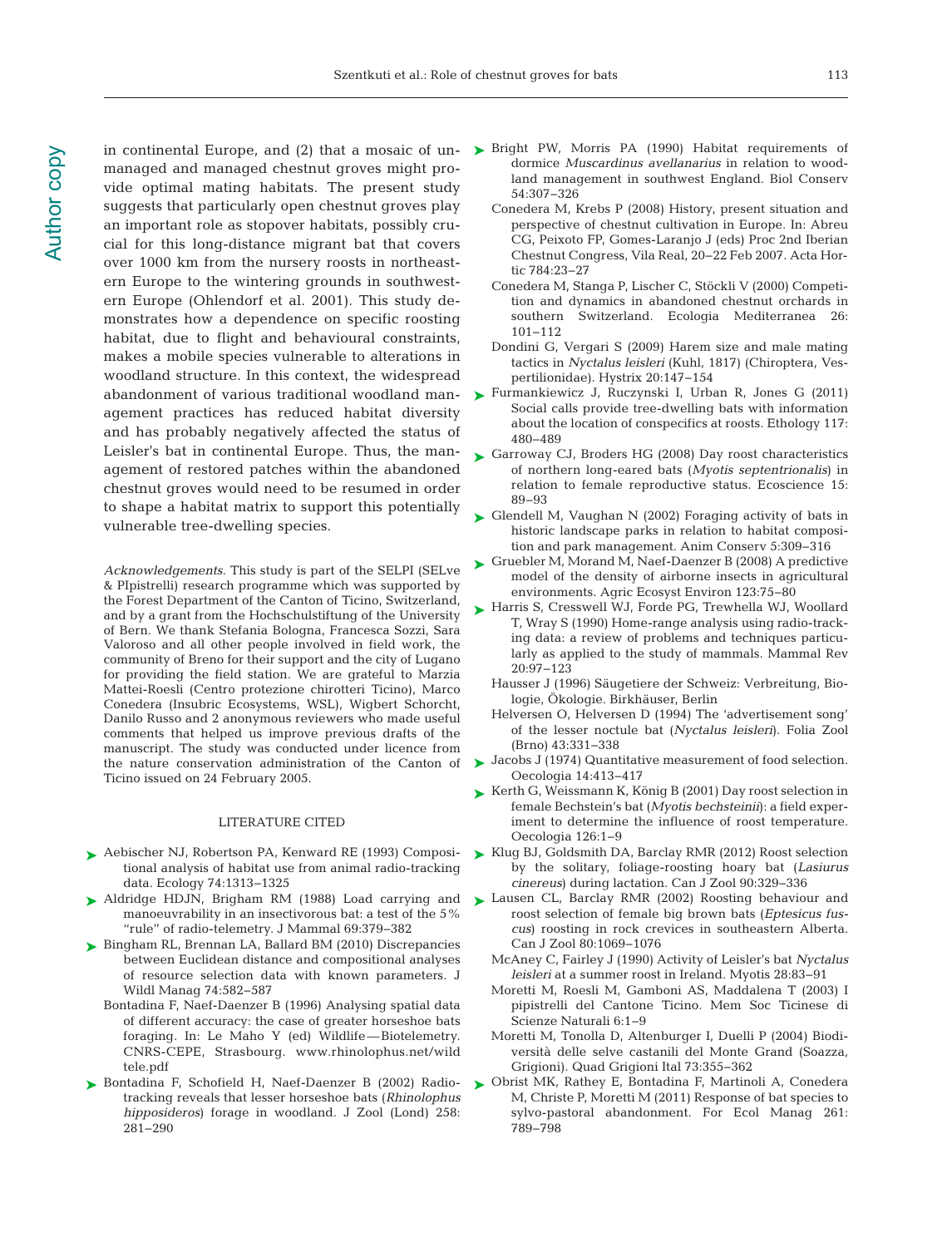in continental Europe, and (2) that a mosaic of unmanaged and managed chestnut groves might provide optimal mating habitats. The present study suggests that particularly open chestnut groves play an important role as stopover habitats, possibly crucial for this long-distance migrant bat that covers over 1000 km from the nursery roosts in northeastern Europe to the wintering grounds in southwestern Europe (Ohlendorf et al. 2001). This study demonstrates how a dependence on specific roosting habitat, due to flight and behavioural constraints, makes a mobile species vulnerable to alterations in woodland structure. In this context, the widespread abandonment of various traditional woodland management practices has reduced habitat diversity and has probably negatively affected the status of Leisler's bat in continental Europe. Thus, the management of restored patches within the abandoned chestnut groves would need to be resumed in order to shape a habitat matrix to support this potentially vulnerable tree-dwelling species.

*Acknowledgements*. This study is part of the SELPI (SELve & PIpistrelli) research programme which was supported by the Forest Department of the Canton of Ticino, Switzerland, and by a grant from the Hochschulstiftung of the University of Bern. We thank Stefania Bologna, Francesca Sozzi, Sara Valoroso and all other people involved in field work, the community of Breno for their support and the city of Lugano for providing the field station. We are grateful to Marzia Mattei-Roesli (Centro protezione chirotteri Ticino), Marco Conedera (Insubric Ecosystems, WSL), Wigbert Schorcht, Danilo Russo and 2 anonymous reviewers who made useful comments that helped us improve previous drafts of the manuscript. The study was conducted under licence from the nature conservation administration of the Canton of Ticino issued on 24 February 2005.

## LITERATURE CITED

- Aebischer NJ, Robertson PA, Kenward RE (1993) Compositional analysis of habitat use from animal radio-tracking data. Ecology 74:1313–1325
- Aldridge HDJN, Brigham RM (1988) Load carrying and manoeuvrability in an insectivorous bat: a test of the 5% "rule" of radio-telemetry. J Mammal 69:379–382
- Bingham RL, Brennan LA, Ballard BM (2010) Discrepancies between Euclidean distance and compositional analyses of resource selection data with known parameters. J Wildl Manag 74:582–587
- Bontadina F, Naef-Daenzer B (1996) Analysing spatial data of different accuracy: the case of greater horseshoe bats foraging. In: Le Maho Y (ed) Wildlife—Biotelemetry. CNRS-CEPE, Strasbourg. www.rhinolophus.net/wildtele.pdf
- Bontadina F, Schofield H, Naef-Daenzer B (2002) Radio-tracking reveals that lesser horseshoe bats (*Rhinolophus hipposideros*) forage in woodland. J Zool (Lond) 258: 281–290
- Bright PW, Morris PA (1990) Habitat requirements of dormice *Muscardinus avellanarius* in relation to woodland management in southwest England. Biol Conserv 54:307–326
- Conedera M, Krebs P (2008) History, present situation and perspective of chestnut cultivation in Europe. In: Abreu CG, Peixoto FP, Gomes-Laranjo J (eds) Proc 2nd Iberian Chestnut Congress, Vila Real, 20–22 Feb 2007. Acta Hortic 784:23–27
- Conedera M, Stanga P, Lischer C, Stöckli V (2000) Competition and dynamics in abandoned chestnut orchards in southern Switzerland. Ecologia Mediterranea 26: 101–112
- Dondini G, Vergari S (2009) Harem size and male mating tactics in *Nyctalus leisleri* (Kuhl, 1817) (Chiroptera, Vespertilionidae). Hystrix 20:147–154
- Furmankiewicz J, Ruczynski I, Urban R, Jones G (2011) Social calls provide tree-dwelling bats with information about the location of conspecifics at roosts. Ethology 117: 480–489
- Garroway CJ, Broders HG (2008) Day roost characteristics of northern long-eared bats (*Myotis septentrionalis*) in relation to female reproductive status. Ecoscience 15: 89–93
- Glendell M, Vaughan N (2002) Foraging activity of bats in historic landscape parks in relation to habitat composition and park management. Anim Conserv 5:309–316
- Gruebler M, Morand M, Naef-Daenzer B (2008) A predictive model of the density of airborne insects in agricultural environments. Agric Ecosyst Environ 123:75–80
- Harris S, Cresswell WJ, Forde PG, Trewhella WJ, Woollard T, Wray S (1990) Home-range analysis using radio-tracking data: a review of problems and techniques particularly as applied to the study of mammals. Mammal Rev 20:97–123
- Hausser J (1996) Säugetiere der Schweiz: Verbreitung, Biologie, Ökologie. Birkhäuser, Berlin
- Helversen O, Helversen D (1994) The 'advertisement song' of the lesser noctule bat (*Nyctalus leisleri*). Folia Zool (Brno) 43:331–338
- Jacobs J (1974) Quantitative measurement of food selection. Oecologia 14:413–417
- Kerth G, Weissmann K, König B (2001) Day roost selection in female Bechstein's bat (*Myotis bechsteinii*): a field experiment to determine the influence of roost temperature. Oecologia 126:1–9
- Klug BJ, Goldsmith DA, Barclay RMR (2012) Roost selection by the solitary, foliage-roosting hoary bat (*Lasiurus cinereus*) during lactation. Can J Zool 90:329–336
- Lausen CL, Barclay RMR (2002) Roosting behaviour and roost selection of female big brown bats (*Eptesicus fuscus*) roosting in rock crevices in southeastern Alberta. Can J Zool 80:1069–1076
- McAney C, Fairley J (1990) Activity of Leisler's bat *Nyctalus leisleri* at a summer roost in Ireland. Myotis 28:83–91
- Moretti M, Roesli M, Gamboni AS, Maddalena T (2003) I pipistrelli del Cantone Ticino. Mem Soc Ticinese di Scienze Naturali 6:1–9
- Moretti M, Tonolla D, Altenburger I, Duelli P (2004) Biodiversità delle selve castanili del Monte Grand (Soazza, Grigioni). Quad Grigioni Ital 73:355–362
- Obrist MK, Rathey E, Bontadina F, Martinoli A, Conedera M, Christe P, Moretti M (2011) Response of bat species to sylvo-pastoral abandonment. For Ecol Manag 261: 789–798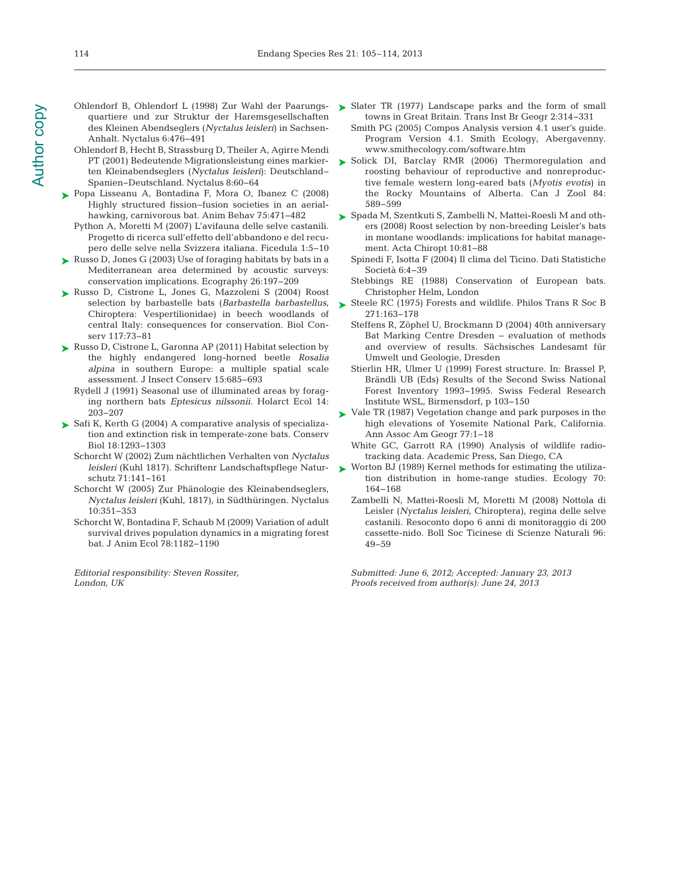Ohlendorf B, Ohlendorf L (1998) Zur Wahl der Paarungsquartiere und zur Struktur der Haremsgesellschaften des Kleinen Abendseglers (*Nyctalus leisleri*) in Sachsen-Anhalt. Nyctalus 6:476−491

Ohlendorf B, Hecht B, Strassburg D, Theiler A, Agirre Mendi PT (2001) Bedeutende Migrationsleistung eines markierten Kleinabendseglers (*Nyctalus leisleri*): Deutschland−Spanien−Deutschland. Nyctalus 8:60−64

Popa Lisseanu A, Bontadina F, Mora O, Ibanez C (2008) Highly structured fission−fusion societies in an aerial-hawking, carnivorous bat. Anim Behav 75:471−482

Python A, Moretti M (2007) L'avifauna delle selve castanili. Progetto di ricerca sull'effetto dell'abbandono e del recupero delle selve nella Svizzera italiana. Ficedula 1:5−10

Russo D, Jones G (2003) Use of foraging habitats by bats in a Mediterranean area determined by acoustic surveys: conservation implications. Ecography 26:197−209

Russo D, Cistrone L, Jones G, Mazzoleni S (2004) Roost selection by barbastelle bats (*Barbastella barbastellus*, Chiroptera: Vespertilionidae) in beech woodlands of central Italy: consequences for conservation. Biol Conserv 117:73−81

Russo D, Cistrone L, Garonna AP (2011) Habitat selection by the highly endangered long-horned beetle *Rosalia alpina* in southern Europe: a multiple spatial scale assessment. J Insect Conserv 15:685−693

Rydell J (1991) Seasonal use of illuminated areas by foraging northern bats *Eptesicus nilssonii*. Holarct Ecol 14: 203−207

Safi K, Kerth G (2004) A comparative analysis of specialization and extinction risk in temperate-zone bats. Conserv Biol 18:1293−1303

Schorcht W (2002) Zum nächtlichen Verhalten von *Nyctalus leisleri* (Kuhl 1817). Schriftenr Landschaftspflege Naturschutz 71:141−161

Schorcht W (2005) Zur Phänologie des Kleinabendseglers, *Nyctalus leisleri* (Kuhl, 1817), in Südthüringen. Nyctalus 10:351−353

Schorcht W, Bontadina F, Schaub M (2009) Variation of adult survival drives population dynamics in a migrating forest bat. J Anim Ecol 78:1182−1190

Slater TR (1977) Landscape parks and the form of small towns in Great Britain. Trans Inst Br Geogr 2:314−331

Smith PG (2005) Compos Analysis version 4.1 user's guide. Program Version 4.1. Smith Ecology, Abergavenny. www.smithecology.com/software.htm

Solick DI, Barclay RMR (2006) Thermoregulation and roosting behaviour of reproductive and nonreproductive female western long-eared bats (*Myotis evotis*) in the Rocky Mountains of Alberta. Can J Zool 84: 589−599

Spada M, Szentkuti S, Zambelli N, Mattei-Roesli M and others (2008) Roost selection by non-breeding Leisler's bats in montane woodlands: implications for habitat management. Acta Chiropt 10:81−88

Spinedi F, Isotta F (2004) Il clima del Ticino. Dati Statistiche Società 6:4−39

Stebbings RE (1988) Conservation of European bats. Christopher Helm, London

Steele RC (1975) Forests and wildlife. Philos Trans R Soc B 271:163−178

Steffens R, Zöphel U, Brockmann D (2004) 40th anniversary Bat Marking Centre Dresden − evaluation of methods and overview of results. Sächsisches Landesamt für Umwelt und Geologie, Dresden

Stierlin HR, Ulmer U (1999) Forest structure. In: Brassel P, Brändli UB (Eds) Results of the Second Swiss National Forest Inventory 1993−1995. Swiss Federal Research Institute WSL, Birmensdorf, p 103−150

Vale TR (1987) Vegetation change and park purposes in the high elevations of Yosemite National Park, California. Ann Assoc Am Geogr 77:1−18

White GC, Garrott RA (1990) Analysis of wildlife radio-tracking data. Academic Press, San Diego, CA

Worton BJ (1989) Kernel methods for estimating the utilization distribution in home-range studies. Ecology 70: 164−168

Zambelli N, Mattei-Roesli M, Moretti M (2008) Nottola di Leisler (*Nyctalus leisleri*, Chiroptera), regina delle selve castanili. Resoconto dopo 6 anni di monitoraggio di 200 cassette-nido. Boll Soc Ticinese di Scienze Naturali 96: 49−59

*Editorial responsibility: Steven Rossiter, London, UK*

*Submitted: June 6, 2012; Accepted: January 23, 2013*
*Proofs received from author(s): June 24, 2013*